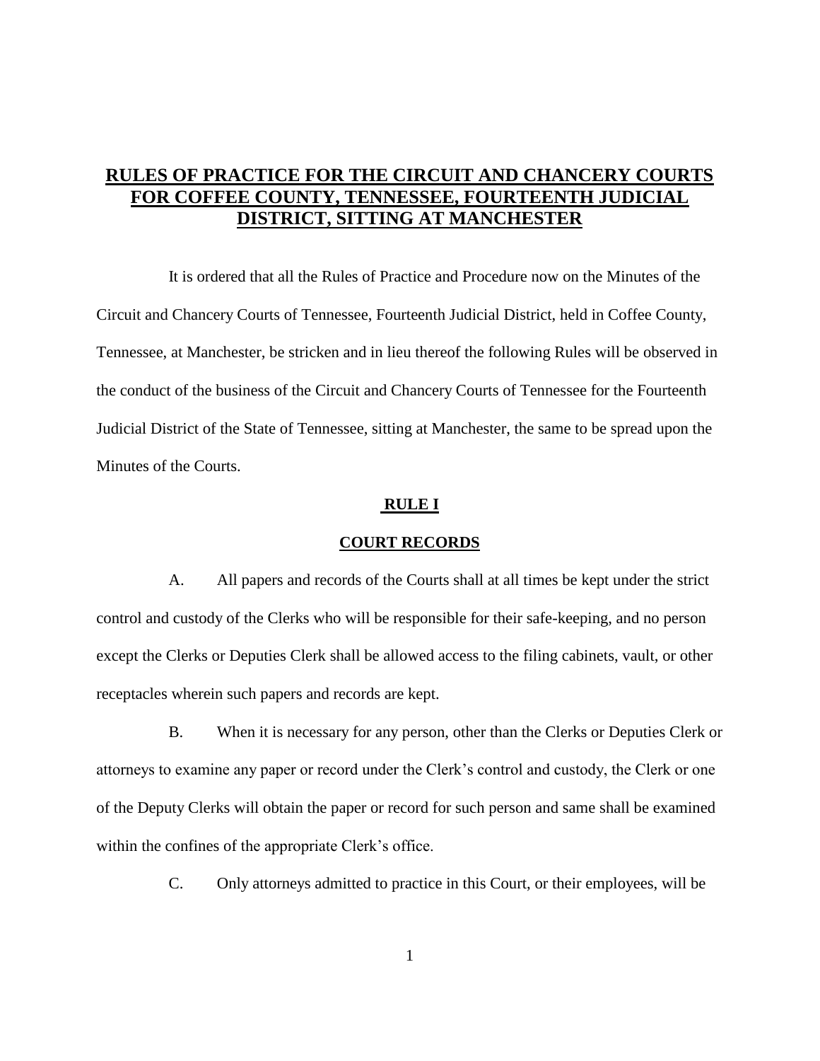# RULES OF PRACTICE FOR THE CIRCUIT AND CHANCERY COURTS FOR COFFEE COUNTY, TENNESSEE, FOURTEENTH JUDICIAL DISTRICT, SITTING AT MANCHESTER

It is ordered that all the Rules of Practice and Procedure now on the Minutes of the Circuit and Chancery Courts of Tennessee, Fourteenth Judicial District, held in Coffee County, Tennessee, at Manchester, be stricken and in lieu thereof the following Rules will be observed in the conduct of the business of the Circuit and Chancery Courts of Tennessee for the Fourteenth Judicial District of the State of Tennessee, sitting at Manchester, the same to be spread upon the Minutes of the Courts.

## RULE I

## COURT RECORDS

A. All papers and records of the Courts shall at all times be kept under the strict control and custody of the Clerks who will be responsible for their safe-keeping, and no person except the Clerks or Deputies Clerk shall be allowed access to the filing cabinets, vault, or other receptacles wherein such papers and records are kept.

B. When it is necessary for any person, other than the Clerks or Deputies Clerk or attorneys to examine any paper or record under the Clerk's control and custody, the Clerk or one of the Deputy Clerks will obtain the paper or record for such person and same shall be examined within the confines of the appropriate Clerk's office.

C. Only attorneys admitted to practice in this Court, or their employees, will be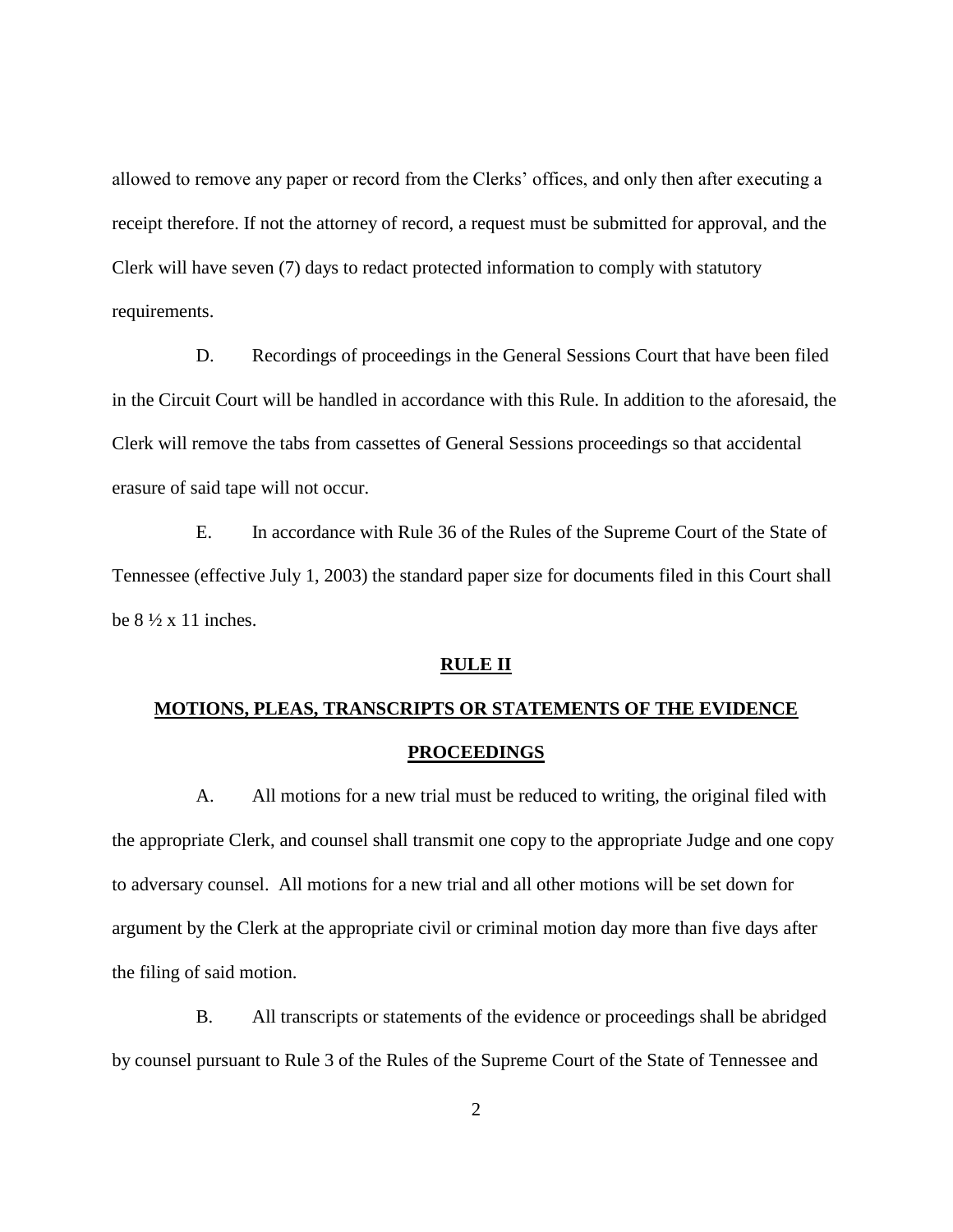allowed to remove any paper or record from the Clerks' offices, and only then after executing a receipt therefore. If not the attorney of record, a request must be submitted for approval, and the Clerk will have seven (7) days to redact protected information to comply with statutory requirements.

D. Recordings of proceedings in the General Sessions Court that have been filed in the Circuit Court will be handled in accordance with this Rule. In addition to the aforesaid, the Clerk will remove the tabs from cassettes of General Sessions proceedings so that accidental erasure of said tape will not occur.

E. In accordance with Rule 36 of the Rules of the Supreme Court of the State of Tennessee (effective July 1, 2003) the standard paper size for documents filed in this Court shall be 8 ½ x 11 inches.

## RULE II

## MOTIONS, PLEAS, TRANSCRIPTS OR STATEMENTS OF THE EVIDENCE PROCEEDINGS

A. All motions for a new trial must be reduced to writing, the original filed with the appropriate Clerk, and counsel shall transmit one copy to the appropriate Judge and one copy to adversary counsel. All motions for a new trial and all other motions will be set down for argument by the Clerk at the appropriate civil or criminal motion day more than five days after the filing of said motion.

B. All transcripts or statements of the evidence or proceedings shall be abridged by counsel pursuant to Rule 3 of the Rules of the Supreme Court of the State of Tennessee and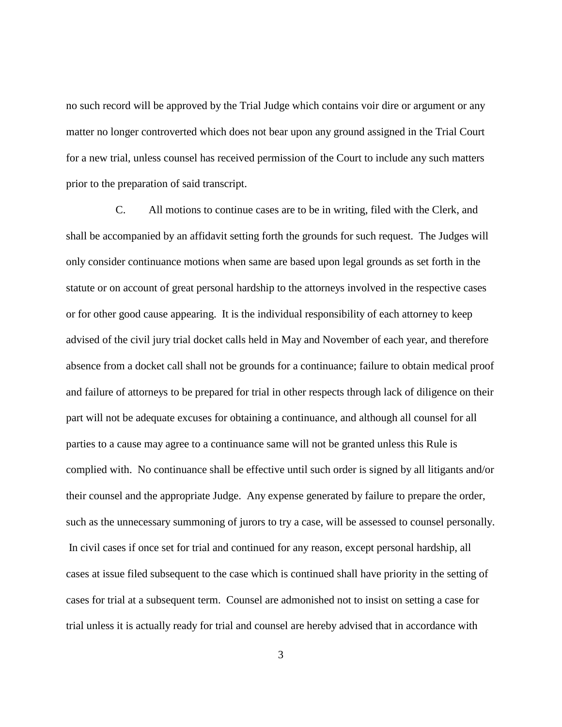no such record will be approved by the Trial Judge which contains voir dire or argument or any matter no longer controverted which does not bear upon any ground assigned in the Trial Court for a new trial, unless counsel has received permission of the Court to include any such matters prior to the preparation of said transcript.

C. All motions to continue cases are to be in writing, filed with the Clerk, and shall be accompanied by an affidavit setting forth the grounds for such request. The Judges will only consider continuance motions when same are based upon legal grounds as set forth in the statute or on account of great personal hardship to the attorneys involved in the respective cases or for other good cause appearing. It is the individual responsibility of each attorney to keep advised of the civil jury trial docket calls held in May and November of each year, and therefore absence from a docket call shall not be grounds for a continuance; failure to obtain medical proof and failure of attorneys to be prepared for trial in other respects through lack of diligence on their part will not be adequate excuses for obtaining a continuance, and although all counsel for all parties to a cause may agree to a continuance same will not be granted unless this Rule is complied with. No continuance shall be effective until such order is signed by all litigants and/or their counsel and the appropriate Judge. Any expense generated by failure to prepare the order, such as the unnecessary summoning of jurors to try a case, will be assessed to counsel personally. In civil cases if once set for trial and continued for any reason, except personal hardship, all cases at issue filed subsequent to the case which is continued shall have priority in the setting of cases for trial at a subsequent term. Counsel are admonished not to insist on setting a case for trial unless it is actually ready for trial and counsel are hereby advised that in accordance with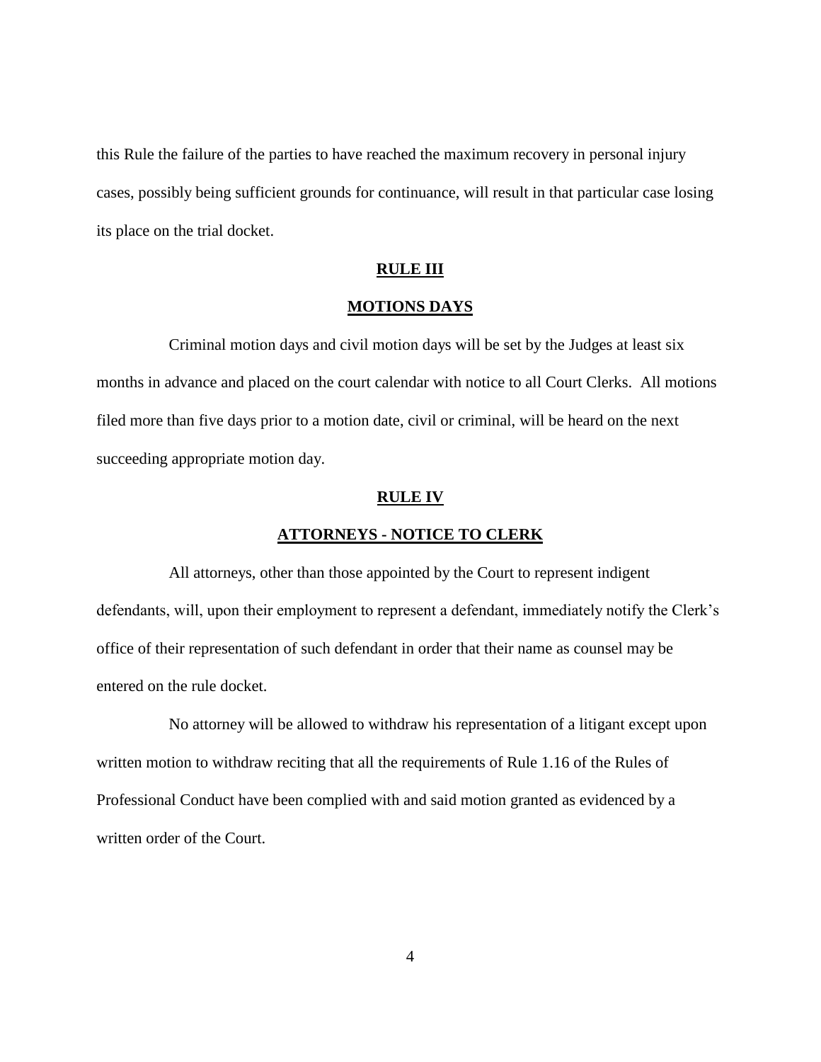this Rule the failure of the parties to have reached the maximum recovery in personal injury cases, possibly being sufficient grounds for continuance, will result in that particular case losing its place on the trial docket.

## RULE III

## MOTIONS DAYS

Criminal motion days and civil motion days will be set by the Judges at least six months in advance and placed on the court calendar with notice to all Court Clerks. All motions filed more than five days prior to a motion date, civil or criminal, will be heard on the next succeeding appropriate motion day.

## RULE IV

## ATTORNEYS - NOTICE TO CLERK

All attorneys, other than those appointed by the Court to represent indigent defendants, will, upon their employment to represent a defendant, immediately notify the Clerk's office of their representation of such defendant in order that their name as counsel may be entered on the rule docket.

No attorney will be allowed to withdraw his representation of a litigant except upon written motion to withdraw reciting that all the requirements of Rule 1.16 of the Rules of Professional Conduct have been complied with and said motion granted as evidenced by a written order of the Court.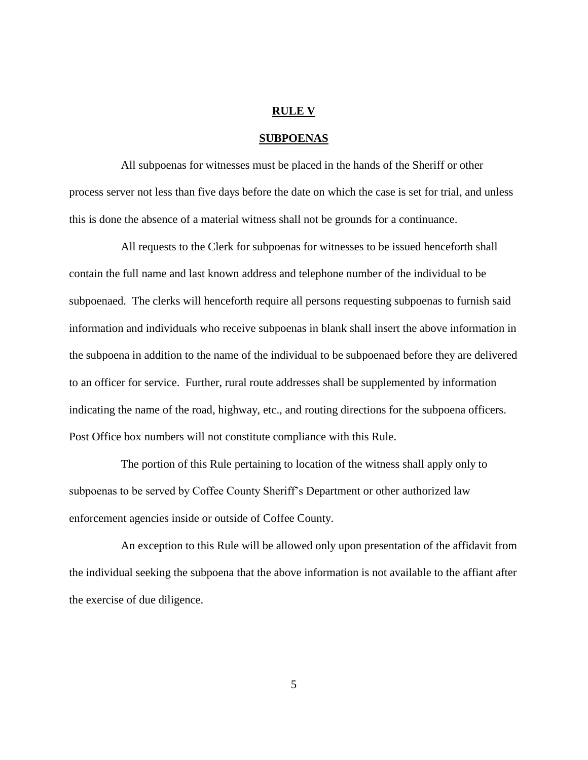## RULE V

## SUBPOENAS

All subpoenas for witnesses must be placed in the hands of the Sheriff or other process server not less than five days before the date on which the case is set for trial, and unless this is done the absence of a material witness shall not be grounds for a continuance.

All requests to the Clerk for subpoenas for witnesses to be issued henceforth shall contain the full name and last known address and telephone number of the individual to be subpoenaed. The clerks will henceforth require all persons requesting subpoenas to furnish said information and individuals who receive subpoenas in blank shall insert the above information in the subpoena in addition to the name of the individual to be subpoenaed before they are delivered to an officer for service. Further, rural route addresses shall be supplemented by information indicating the name of the road, highway, etc., and routing directions for the subpoena officers. Post Office box numbers will not constitute compliance with this Rule.

The portion of this Rule pertaining to location of the witness shall apply only to subpoenas to be served by Coffee County Sheriff's Department or other authorized law enforcement agencies inside or outside of Coffee County.

An exception to this Rule will be allowed only upon presentation of the affidavit from the individual seeking the subpoena that the above information is not available to the affiant after the exercise of due diligence.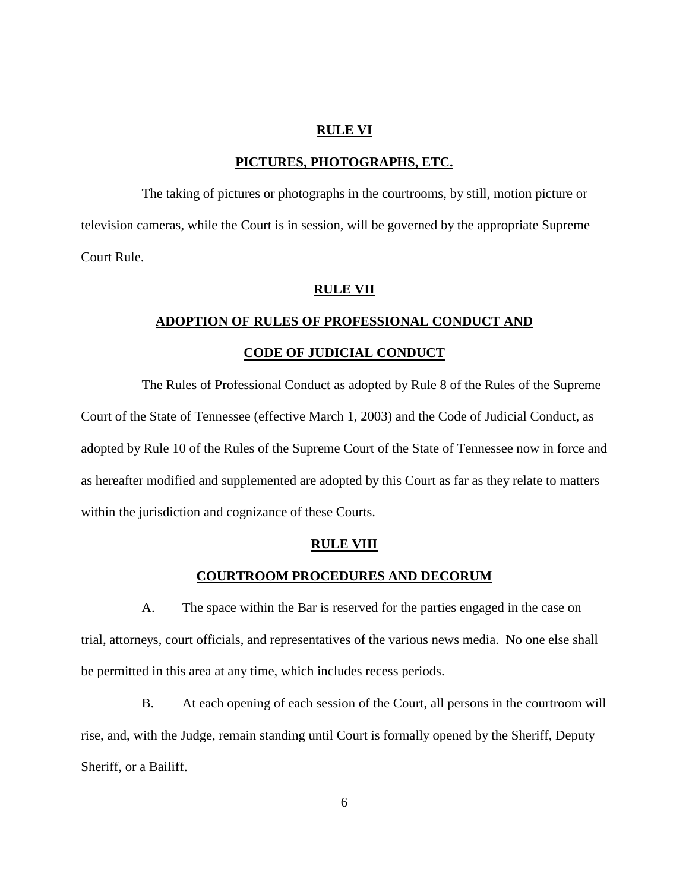## RULE VI

## PICTURES, PHOTOGRAPHS, ETC.

The taking of pictures or photographs in the courtrooms, by still, motion picture or television cameras, while the Court is in session, will be governed by the appropriate Supreme Court Rule.

## RULE VII

## ADOPTION OF RULES OF PROFESSIONAL CONDUCT AND CODE OF JUDICIAL CONDUCT

The Rules of Professional Conduct as adopted by Rule 8 of the Rules of the Supreme Court of the State of Tennessee (effective March 1, 2003) and the Code of Judicial Conduct, as adopted by Rule 10 of the Rules of the Supreme Court of the State of Tennessee now in force and as hereafter modified and supplemented are adopted by this Court as far as they relate to matters within the jurisdiction and cognizance of these Courts.

## RULE VIII

## COURTROOM PROCEDURES AND DECORUM

A. The space within the Bar is reserved for the parties engaged in the case on trial, attorneys, court officials, and representatives of the various news media. No one else shall be permitted in this area at any time, which includes recess periods.

B. At each opening of each session of the Court, all persons in the courtroom will rise, and, with the Judge, remain standing until Court is formally opened by the Sheriff, Deputy Sheriff, or a Bailiff.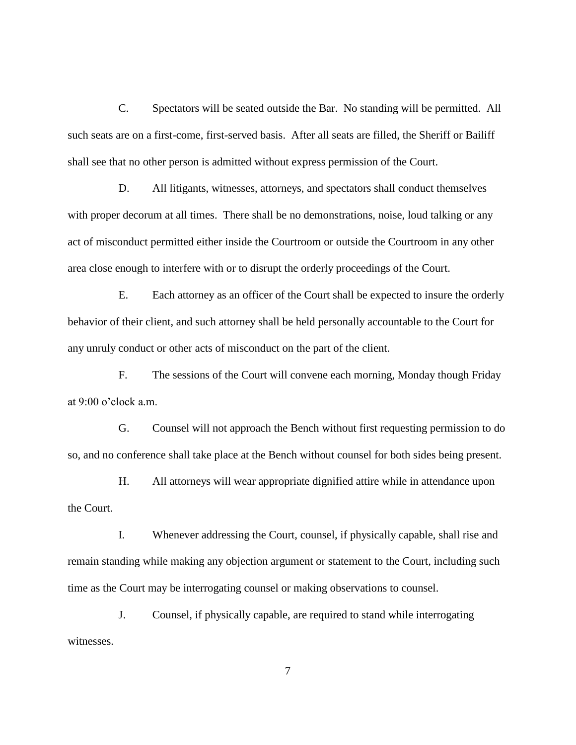C. Spectators will be seated outside the Bar. No standing will be permitted. All such seats are on a first-come, first-served basis. After all seats are filled, the Sheriff or Bailiff shall see that no other person is admitted without express permission of the Court.

D. All litigants, witnesses, attorneys, and spectators shall conduct themselves with proper decorum at all times. There shall be no demonstrations, noise, loud talking or any act of misconduct permitted either inside the Courtroom or outside the Courtroom in any other area close enough to interfere with or to disrupt the orderly proceedings of the Court.

E. Each attorney as an officer of the Court shall be expected to insure the orderly behavior of their client, and such attorney shall be held personally accountable to the Court for any unruly conduct or other acts of misconduct on the part of the client.

F. The sessions of the Court will convene each morning, Monday though Friday at 9:00 o'clock a.m.

G. Counsel will not approach the Bench without first requesting permission to do so, and no conference shall take place at the Bench without counsel for both sides being present.

H. All attorneys will wear appropriate dignified attire while in attendance upon the Court.

I. Whenever addressing the Court, counsel, if physically capable, shall rise and remain standing while making any objection argument or statement to the Court, including such time as the Court may be interrogating counsel or making observations to counsel.

J. Counsel, if physically capable, are required to stand while interrogating witnesses.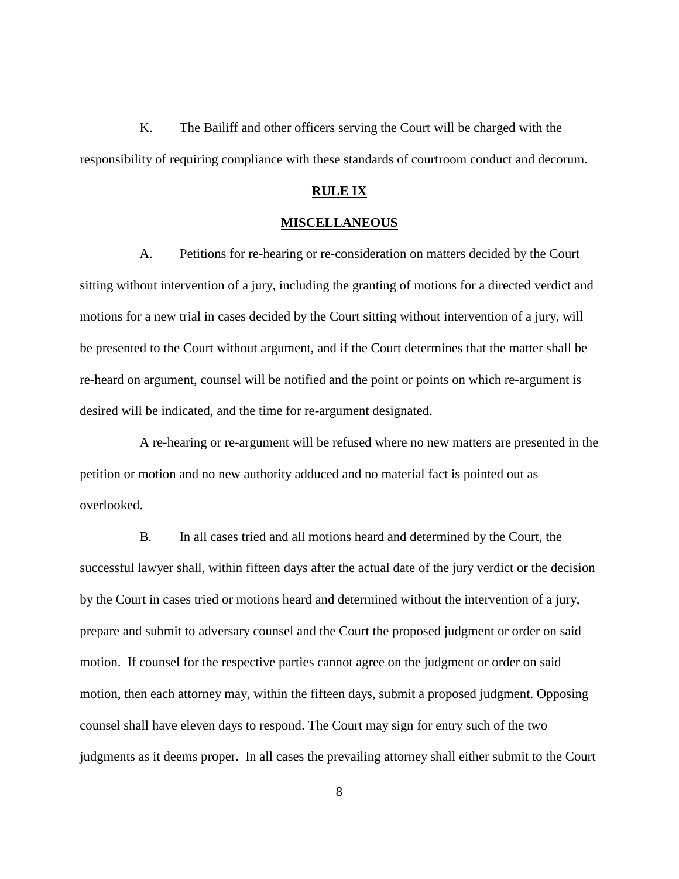K. The Bailiff and other officers serving the Court will be charged with the responsibility of requiring compliance with these standards of courtroom conduct and decorum.

## RULE IX

## MISCELLANEOUS

A. Petitions for re-hearing or re-consideration on matters decided by the Court sitting without intervention of a jury, including the granting of motions for a directed verdict and motions for a new trial in cases decided by the Court sitting without intervention of a jury, will be presented to the Court without argument, and if the Court determines that the matter shall be re-heard on argument, counsel will be notified and the point or points on which re-argument is desired will be indicated, and the time for re-argument designated.

A re-hearing or re-argument will be refused where no new matters are presented in the petition or motion and no new authority adduced and no material fact is pointed out as overlooked.

B. In all cases tried and all motions heard and determined by the Court, the successful lawyer shall, within fifteen days after the actual date of the jury verdict or the decision by the Court in cases tried or motions heard and determined without the intervention of a jury, prepare and submit to adversary counsel and the Court the proposed judgment or order on said motion. If counsel for the respective parties cannot agree on the judgment or order on said motion, then each attorney may, within the fifteen days, submit a proposed judgment. Opposing counsel shall have eleven days to respond. The Court may sign for entry such of the two judgments as it deems proper. In all cases the prevailing attorney shall either submit to the Court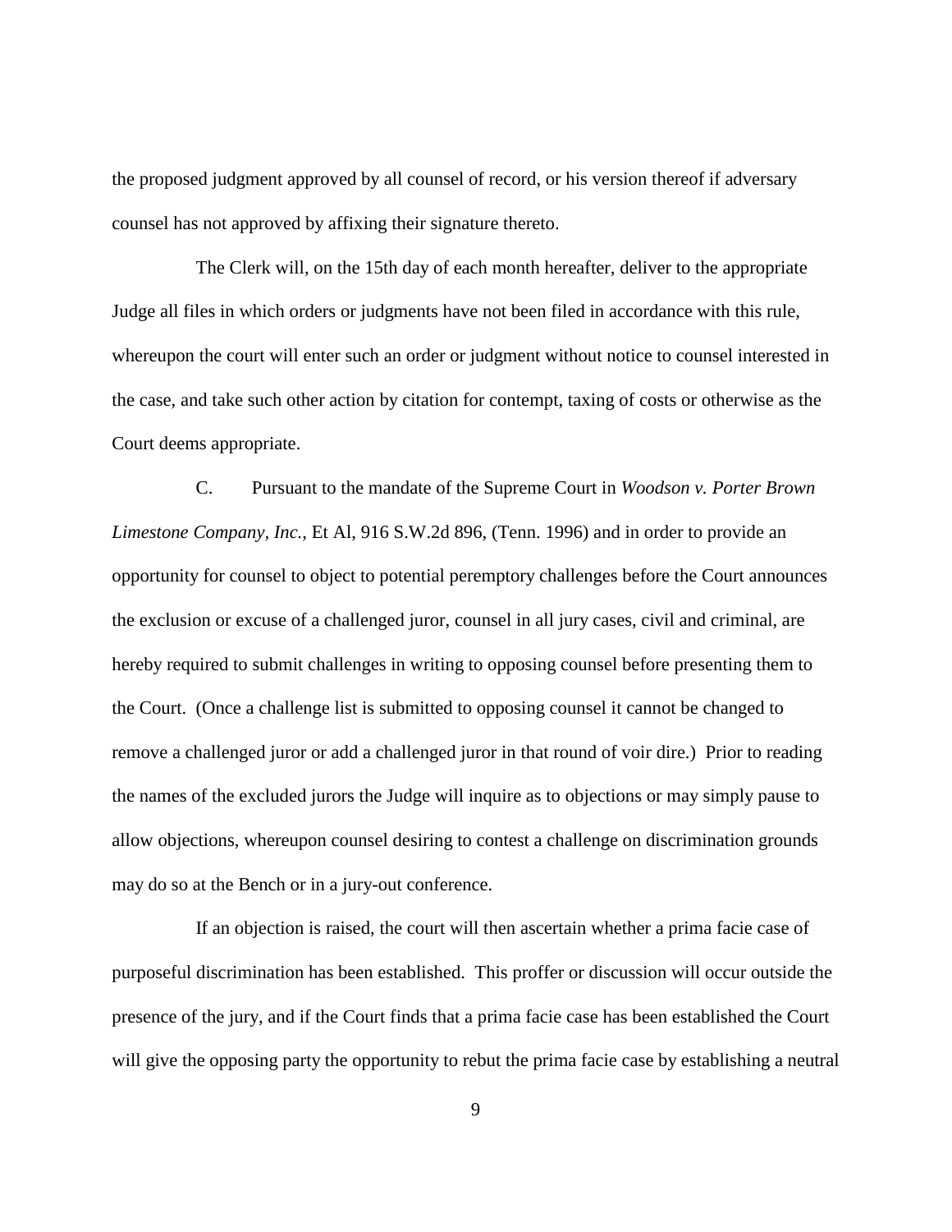the proposed judgment approved by all counsel of record, or his version thereof if adversary counsel has not approved by affixing their signature thereto.

The Clerk will, on the 15th day of each month hereafter, deliver to the appropriate Judge all files in which orders or judgments have not been filed in accordance with this rule, whereupon the court will enter such an order or judgment without notice to counsel interested in the case, and take such other action by citation for contempt, taxing of costs or otherwise as the Court deems appropriate.

C. Pursuant to the mandate of the Supreme Court in *Woodson v. Porter Brown Limestone Company, Inc.*, Et Al, 916 S.W.2d 896, (Tenn. 1996) and in order to provide an opportunity for counsel to object to potential peremptory challenges before the Court announces the exclusion or excuse of a challenged juror, counsel in all jury cases, civil and criminal, are hereby required to submit challenges in writing to opposing counsel before presenting them to the Court. (Once a challenge list is submitted to opposing counsel it cannot be changed to remove a challenged juror or add a challenged juror in that round of voir dire.) Prior to reading the names of the excluded jurors the Judge will inquire as to objections or may simply pause to allow objections, whereupon counsel desiring to contest a challenge on discrimination grounds may do so at the Bench or in a jury-out conference.

If an objection is raised, the court will then ascertain whether a prima facie case of purposeful discrimination has been established. This proffer or discussion will occur outside the presence of the jury, and if the Court finds that a prima facie case has been established the Court will give the opposing party the opportunity to rebut the prima facie case by establishing a neutral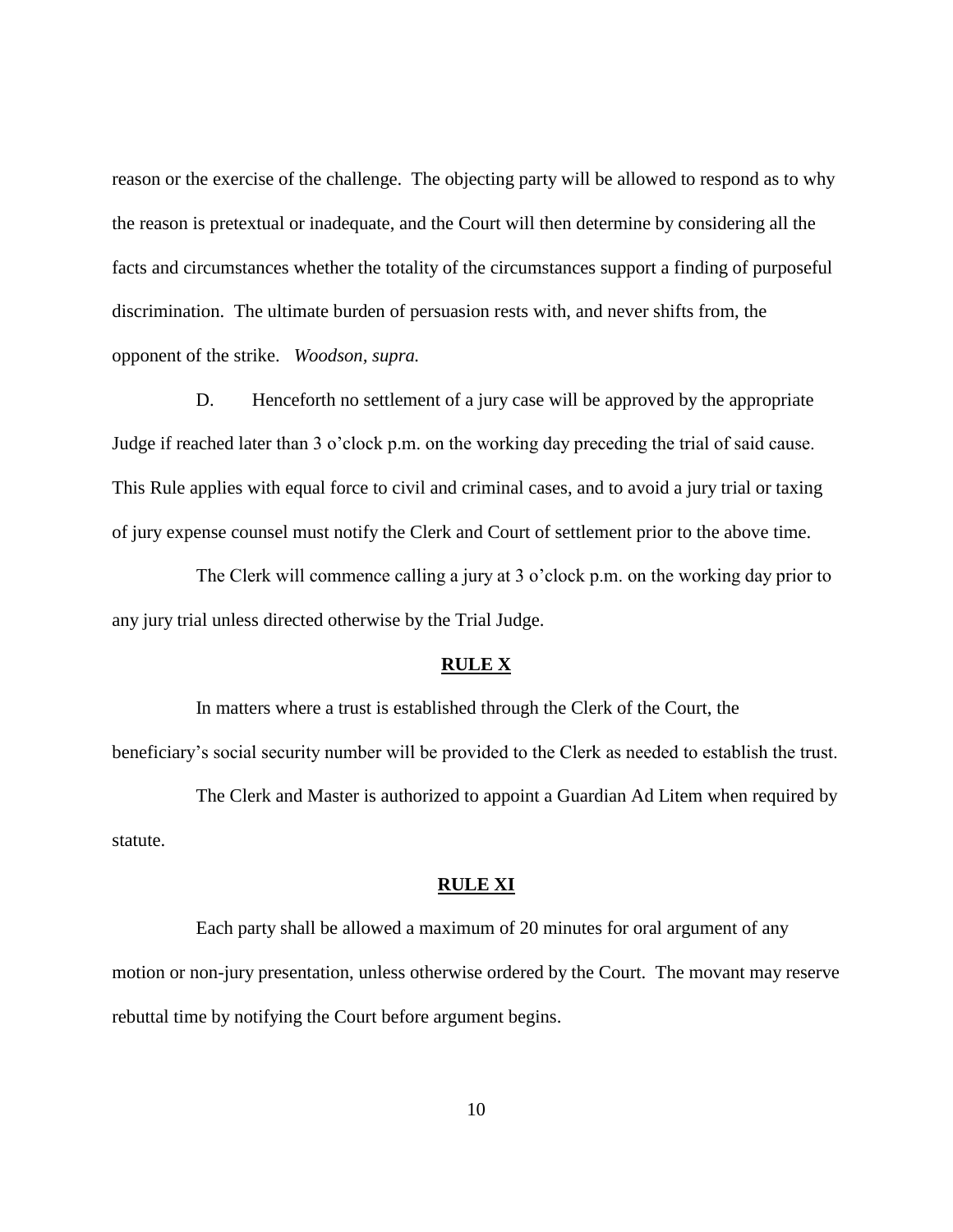reason or the exercise of the challenge. The objecting party will be allowed to respond as to why the reason is pretextual or inadequate, and the Court will then determine by considering all the facts and circumstances whether the totality of the circumstances support a finding of purposeful discrimination. The ultimate burden of persuasion rests with, and never shifts from, the opponent of the strike. *Woodson*, *supra.*

D. Henceforth no settlement of a jury case will be approved by the appropriate Judge if reached later than 3 o'clock p.m. on the working day preceding the trial of said cause. This Rule applies with equal force to civil and criminal cases, and to avoid a jury trial or taxing of jury expense counsel must notify the Clerk and Court of settlement prior to the above time.

The Clerk will commence calling a jury at 3 o'clock p.m. on the working day prior to any jury trial unless directed otherwise by the Trial Judge.

## RULE X

In matters where a trust is established through the Clerk of the Court, the beneficiary's social security number will be provided to the Clerk as needed to establish the trust.

The Clerk and Master is authorized to appoint a Guardian Ad Litem when required by statute.

## RULE XI

Each party shall be allowed a maximum of 20 minutes for oral argument of any motion or non-jury presentation, unless otherwise ordered by the Court. The movant may reserve rebuttal time by notifying the Court before argument begins.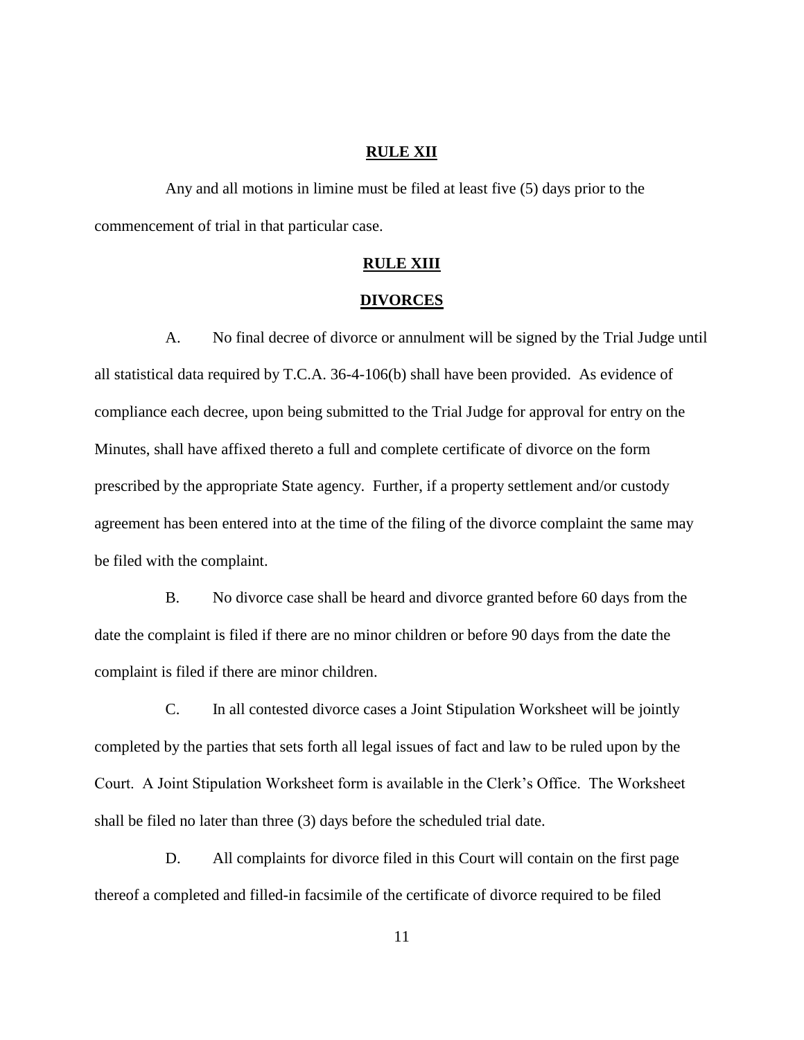## RULE XII

Any and all motions in limine must be filed at least five (5) days prior to the commencement of trial in that particular case.

## RULE XIII

## DIVORCES

A. No final decree of divorce or annulment will be signed by the Trial Judge until all statistical data required by T.C.A. 36-4-106(b) shall have been provided. As evidence of compliance each decree, upon being submitted to the Trial Judge for approval for entry on the Minutes, shall have affixed thereto a full and complete certificate of divorce on the form prescribed by the appropriate State agency. Further, if a property settlement and/or custody agreement has been entered into at the time of the filing of the divorce complaint the same may be filed with the complaint.

B. No divorce case shall be heard and divorce granted before 60 days from the date the complaint is filed if there are no minor children or before 90 days from the date the complaint is filed if there are minor children.

C. In all contested divorce cases a Joint Stipulation Worksheet will be jointly completed by the parties that sets forth all legal issues of fact and law to be ruled upon by the Court. A Joint Stipulation Worksheet form is available in the Clerk's Office. The Worksheet shall be filed no later than three (3) days before the scheduled trial date.

D. All complaints for divorce filed in this Court will contain on the first page thereof a completed and filled-in facsimile of the certificate of divorce required to be filed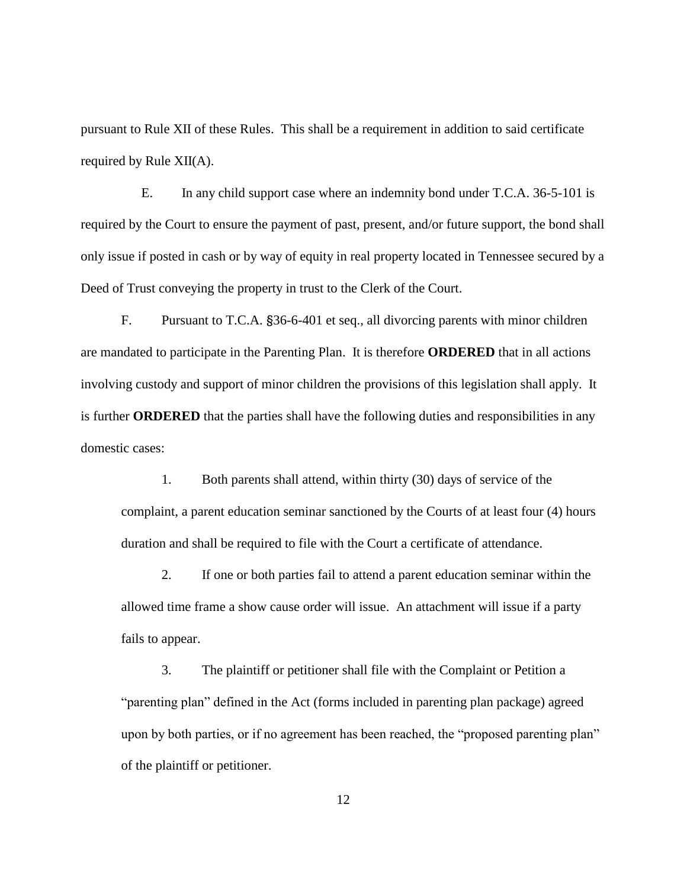pursuant to Rule XII of these Rules. This shall be a requirement in addition to said certificate required by Rule XII(A).

E. In any child support case where an indemnity bond under T.C.A. 36-5-101 is required by the Court to ensure the payment of past, present, and/or future support, the bond shall only issue if posted in cash or by way of equity in real property located in Tennessee secured by a Deed of Trust conveying the property in trust to the Clerk of the Court.

F. Pursuant to T.C.A. §36-6-401 et seq., all divorcing parents with minor children are mandated to participate in the Parenting Plan. It is therefore **ORDERED** that in all actions involving custody and support of minor children the provisions of this legislation shall apply. It is further **ORDERED** that the parties shall have the following duties and responsibilities in any domestic cases:

1. Both parents shall attend, within thirty (30) days of service of the complaint, a parent education seminar sanctioned by the Courts of at least four (4) hours duration and shall be required to file with the Court a certificate of attendance.

2. If one or both parties fail to attend a parent education seminar within the allowed time frame a show cause order will issue. An attachment will issue if a party fails to appear.

3. The plaintiff or petitioner shall file with the Complaint or Petition a "parenting plan" defined in the Act (forms included in parenting plan package) agreed upon by both parties, or if no agreement has been reached, the "proposed parenting plan" of the plaintiff or petitioner.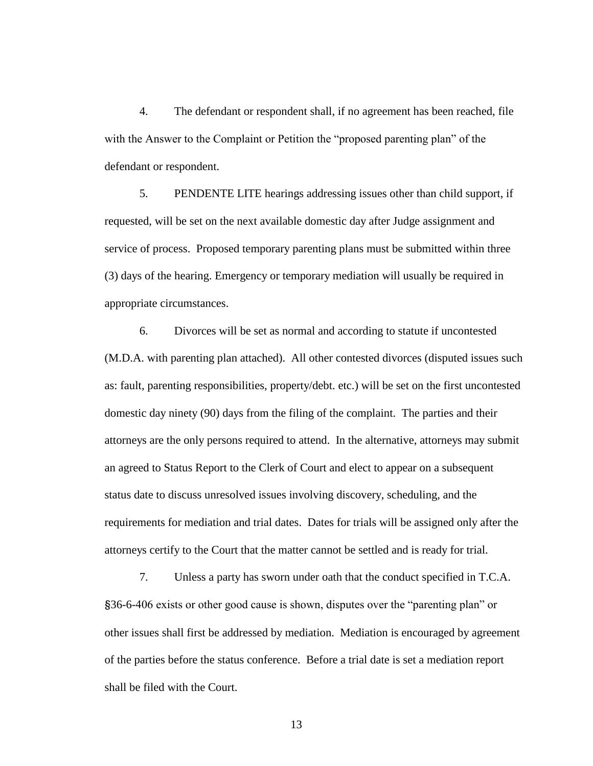4. The defendant or respondent shall, if no agreement has been reached, file with the Answer to the Complaint or Petition the "proposed parenting plan" of the defendant or respondent.

5. PENDENTE LITE hearings addressing issues other than child support, if requested, will be set on the next available domestic day after Judge assignment and service of process. Proposed temporary parenting plans must be submitted within three (3) days of the hearing. Emergency or temporary mediation will usually be required in appropriate circumstances.

6. Divorces will be set as normal and according to statute if uncontested (M.D.A. with parenting plan attached). All other contested divorces (disputed issues such as: fault, parenting responsibilities, property/debt. etc.) will be set on the first uncontested domestic day ninety (90) days from the filing of the complaint. The parties and their attorneys are the only persons required to attend. In the alternative, attorneys may submit an agreed to Status Report to the Clerk of Court and elect to appear on a subsequent status date to discuss unresolved issues involving discovery, scheduling, and the requirements for mediation and trial dates. Dates for trials will be assigned only after the attorneys certify to the Court that the matter cannot be settled and is ready for trial.

7. Unless a party has sworn under oath that the conduct specified in T.C.A. §36-6-406 exists or other good cause is shown, disputes over the "parenting plan" or other issues shall first be addressed by mediation. Mediation is encouraged by agreement of the parties before the status conference. Before a trial date is set a mediation report shall be filed with the Court.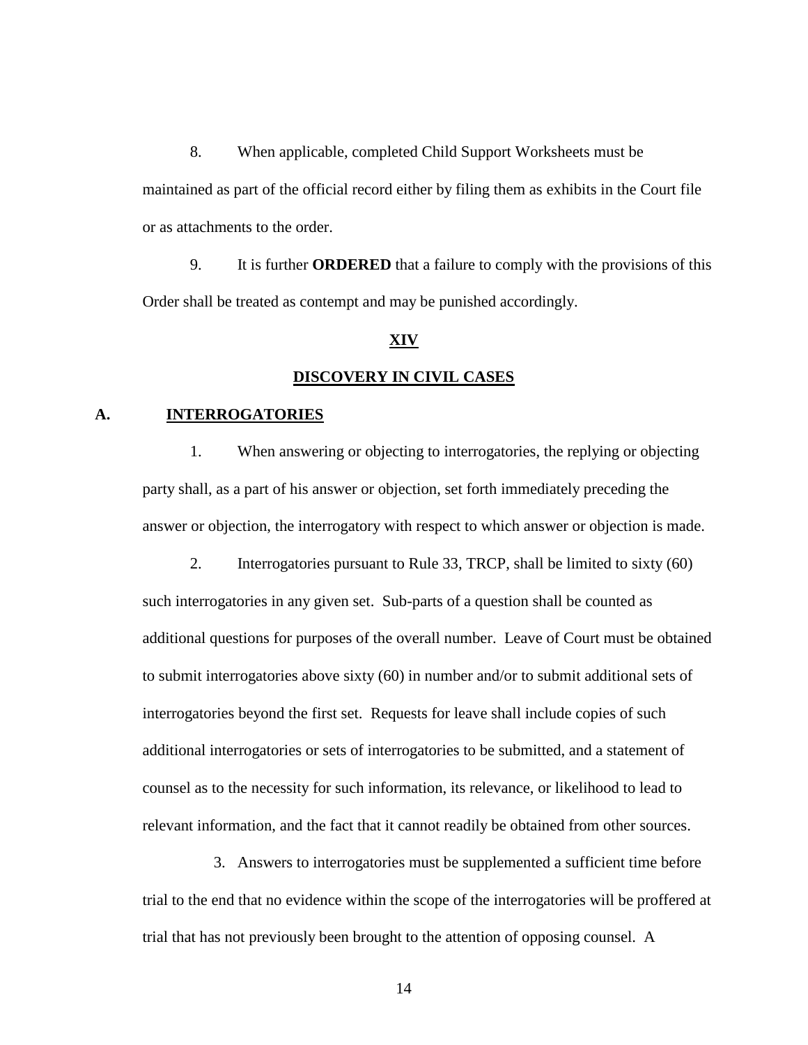8. When applicable, completed Child Support Worksheets must be maintained as part of the official record either by filing them as exhibits in the Court file or as attachments to the order.

9. It is further **ORDERED** that a failure to comply with the provisions of this Order shall be treated as contempt and may be punished accordingly.

## XIV

## DISCOVERY IN CIVIL CASES

### A. INTERROGATORIES

1. When answering or objecting to interrogatories, the replying or objecting party shall, as a part of his answer or objection, set forth immediately preceding the answer or objection, the interrogatory with respect to which answer or objection is made.

2. Interrogatories pursuant to Rule 33, TRCP, shall be limited to sixty (60) such interrogatories in any given set. Sub-parts of a question shall be counted as additional questions for purposes of the overall number. Leave of Court must be obtained to submit interrogatories above sixty (60) in number and/or to submit additional sets of interrogatories beyond the first set. Requests for leave shall include copies of such additional interrogatories or sets of interrogatories to be submitted, and a statement of counsel as to the necessity for such information, its relevance, or likelihood to lead to relevant information, and the fact that it cannot readily be obtained from other sources.

3. Answers to interrogatories must be supplemented a sufficient time before trial to the end that no evidence within the scope of the interrogatories will be proffered at trial that has not previously been brought to the attention of opposing counsel. A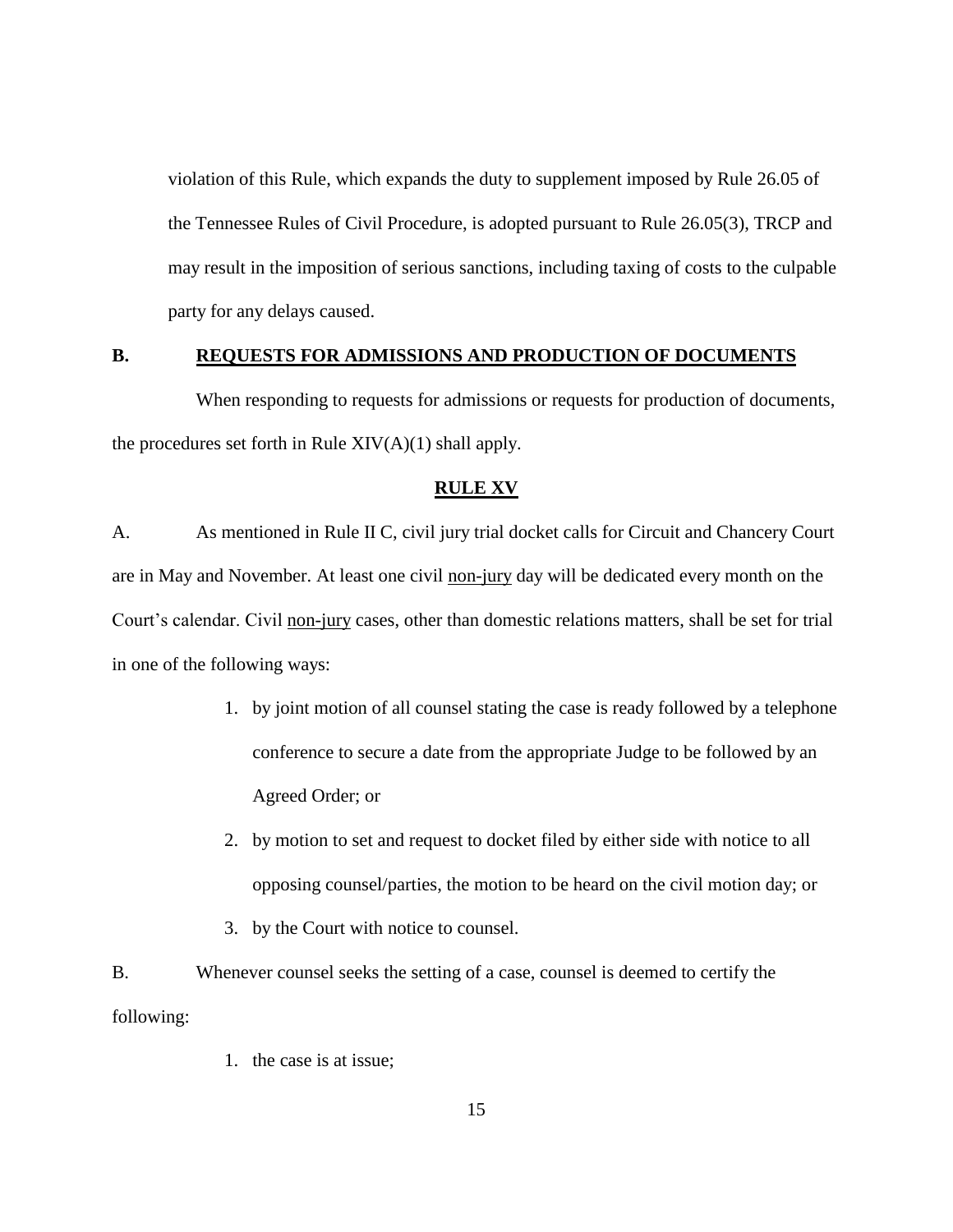violation of this Rule, which expands the duty to supplement imposed by Rule 26.05 of the Tennessee Rules of Civil Procedure, is adopted pursuant to Rule 26.05(3), TRCP and may result in the imposition of serious sanctions, including taxing of costs to the culpable party for any delays caused.

## B. REQUESTS FOR ADMISSIONS AND PRODUCTION OF DOCUMENTS

When responding to requests for admissions or requests for production of documents, the procedures set forth in Rule XIV(A)(1) shall apply.

## RULE XV

A. As mentioned in Rule II C, civil jury trial docket calls for Circuit and Chancery Court are in May and November. At least one civil non-jury day will be dedicated every month on the Court's calendar. Civil non-jury cases, other than domestic relations matters, shall be set for trial in one of the following ways:

1. by joint motion of all counsel stating the case is ready followed by a telephone conference to secure a date from the appropriate Judge to be followed by an Agreed Order; or
2. by motion to set and request to docket filed by either side with notice to all opposing counsel/parties, the motion to be heard on the civil motion day; or
3. by the Court with notice to counsel.

B. Whenever counsel seeks the setting of a case, counsel is deemed to certify the following:

1. the case is at issue;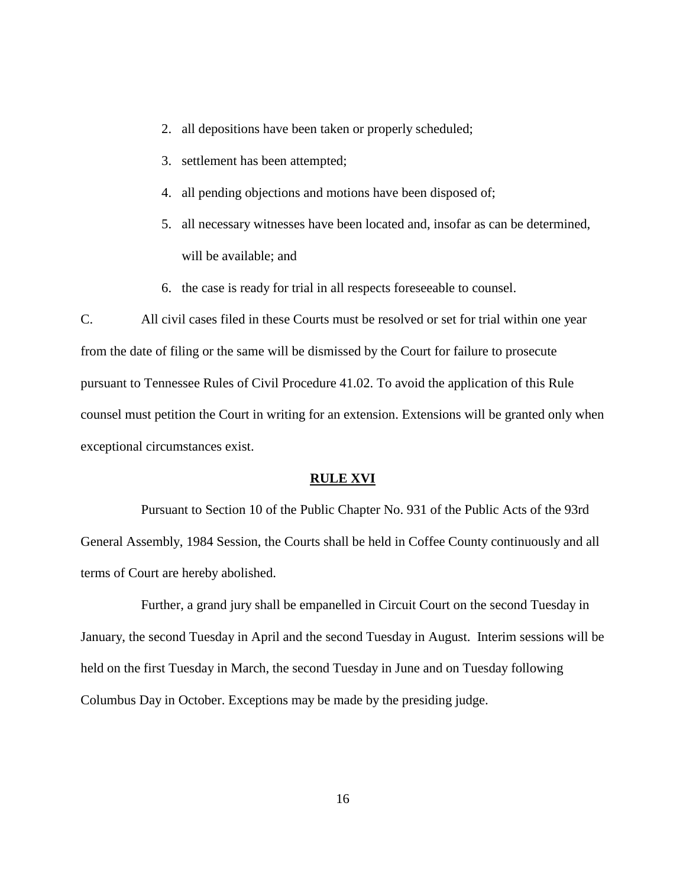2. all depositions have been taken or properly scheduled;
3. settlement has been attempted;
4. all pending objections and motions have been disposed of;
5. all necessary witnesses have been located and, insofar as can be determined, will be available; and
6. the case is ready for trial in all respects foreseeable to counsel.

C. All civil cases filed in these Courts must be resolved or set for trial within one year from the date of filing or the same will be dismissed by the Court for failure to prosecute pursuant to Tennessee Rules of Civil Procedure 41.02. To avoid the application of this Rule counsel must petition the Court in writing for an extension. Extensions will be granted only when exceptional circumstances exist.

## RULE XVI

Pursuant to Section 10 of the Public Chapter No. 931 of the Public Acts of the 93rd General Assembly, 1984 Session, the Courts shall be held in Coffee County continuously and all terms of Court are hereby abolished.

Further, a grand jury shall be empanelled in Circuit Court on the second Tuesday in January, the second Tuesday in April and the second Tuesday in August. Interim sessions will be held on the first Tuesday in March, the second Tuesday in June and on Tuesday following Columbus Day in October. Exceptions may be made by the presiding judge.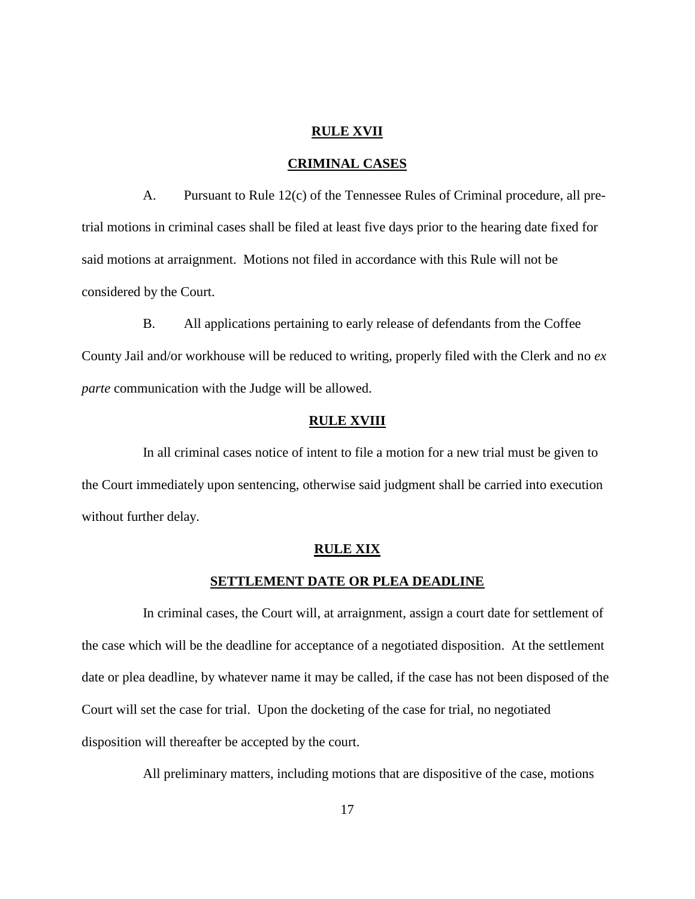## RULE XVII

## CRIMINAL CASES

A. Pursuant to Rule 12(c) of the Tennessee Rules of Criminal procedure, all pre-trial motions in criminal cases shall be filed at least five days prior to the hearing date fixed for said motions at arraignment. Motions not filed in accordance with this Rule will not be considered by the Court.

B. All applications pertaining to early release of defendants from the Coffee County Jail and/or workhouse will be reduced to writing, properly filed with the Clerk and no *ex parte* communication with the Judge will be allowed.

## RULE XVIII

In all criminal cases notice of intent to file a motion for a new trial must be given to the Court immediately upon sentencing, otherwise said judgment shall be carried into execution without further delay.

## RULE XIX

## SETTLEMENT DATE OR PLEA DEADLINE

In criminal cases, the Court will, at arraignment, assign a court date for settlement of the case which will be the deadline for acceptance of a negotiated disposition. At the settlement date or plea deadline, by whatever name it may be called, if the case has not been disposed of the Court will set the case for trial. Upon the docketing of the case for trial, no negotiated disposition will thereafter be accepted by the court.

All preliminary matters, including motions that are dispositive of the case, motions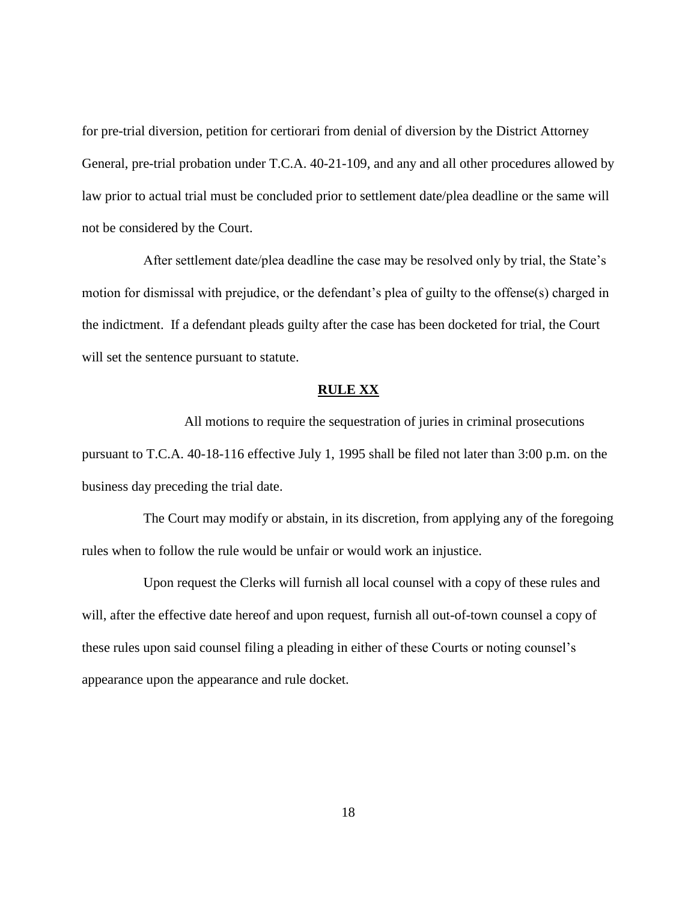for pre-trial diversion, petition for certiorari from denial of diversion by the District Attorney General, pre-trial probation under T.C.A. 40-21-109, and any and all other procedures allowed by law prior to actual trial must be concluded prior to settlement date/plea deadline or the same will not be considered by the Court.

After settlement date/plea deadline the case may be resolved only by trial, the State's motion for dismissal with prejudice, or the defendant's plea of guilty to the offense(s) charged in the indictment. If a defendant pleads guilty after the case has been docketed for trial, the Court will set the sentence pursuant to statute.

## RULE XX

All motions to require the sequestration of juries in criminal prosecutions pursuant to T.C.A. 40-18-116 effective July 1, 1995 shall be filed not later than 3:00 p.m. on the business day preceding the trial date.

The Court may modify or abstain, in its discretion, from applying any of the foregoing rules when to follow the rule would be unfair or would work an injustice.

Upon request the Clerks will furnish all local counsel with a copy of these rules and will, after the effective date hereof and upon request, furnish all out-of-town counsel a copy of these rules upon said counsel filing a pleading in either of these Courts or noting counsel's appearance upon the appearance and rule docket.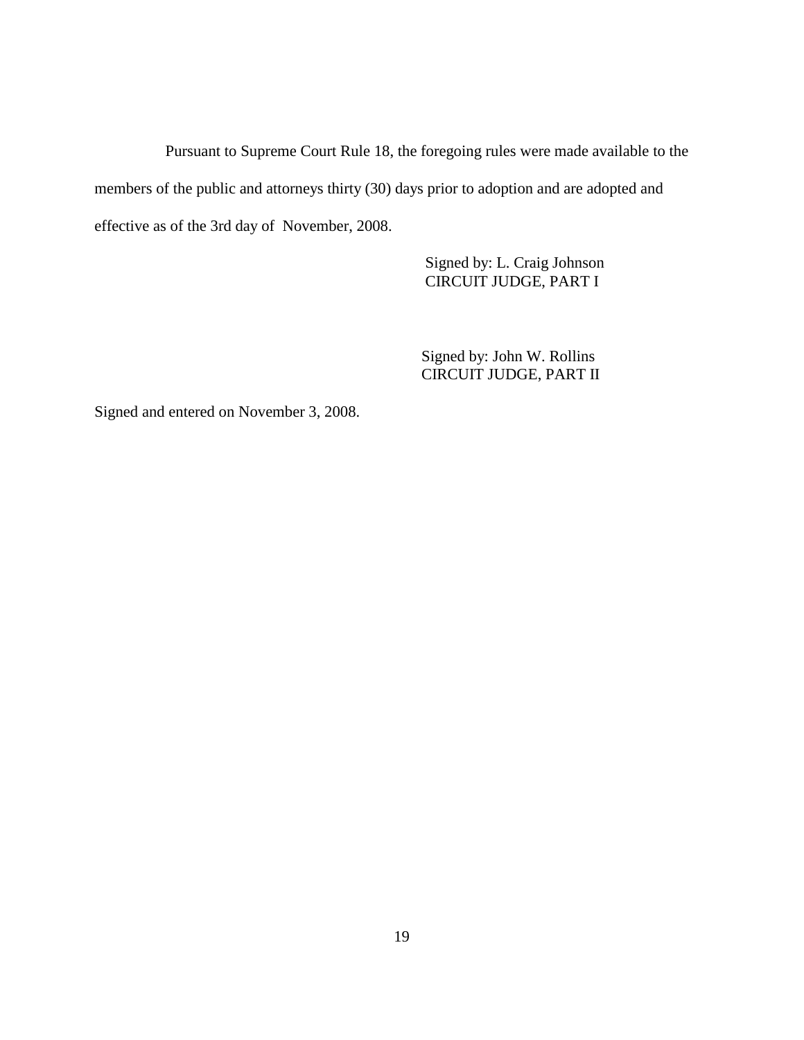Pursuant to Supreme Court Rule 18, the foregoing rules were made available to the members of the public and attorneys thirty (30) days prior to adoption and are adopted and effective as of the 3rd day of November, 2008.

Signed by: L. Craig Johnson
CIRCUIT JUDGE, PART I

Signed by: John W. Rollins
CIRCUIT JUDGE, PART II

Signed and entered on November 3, 2008.